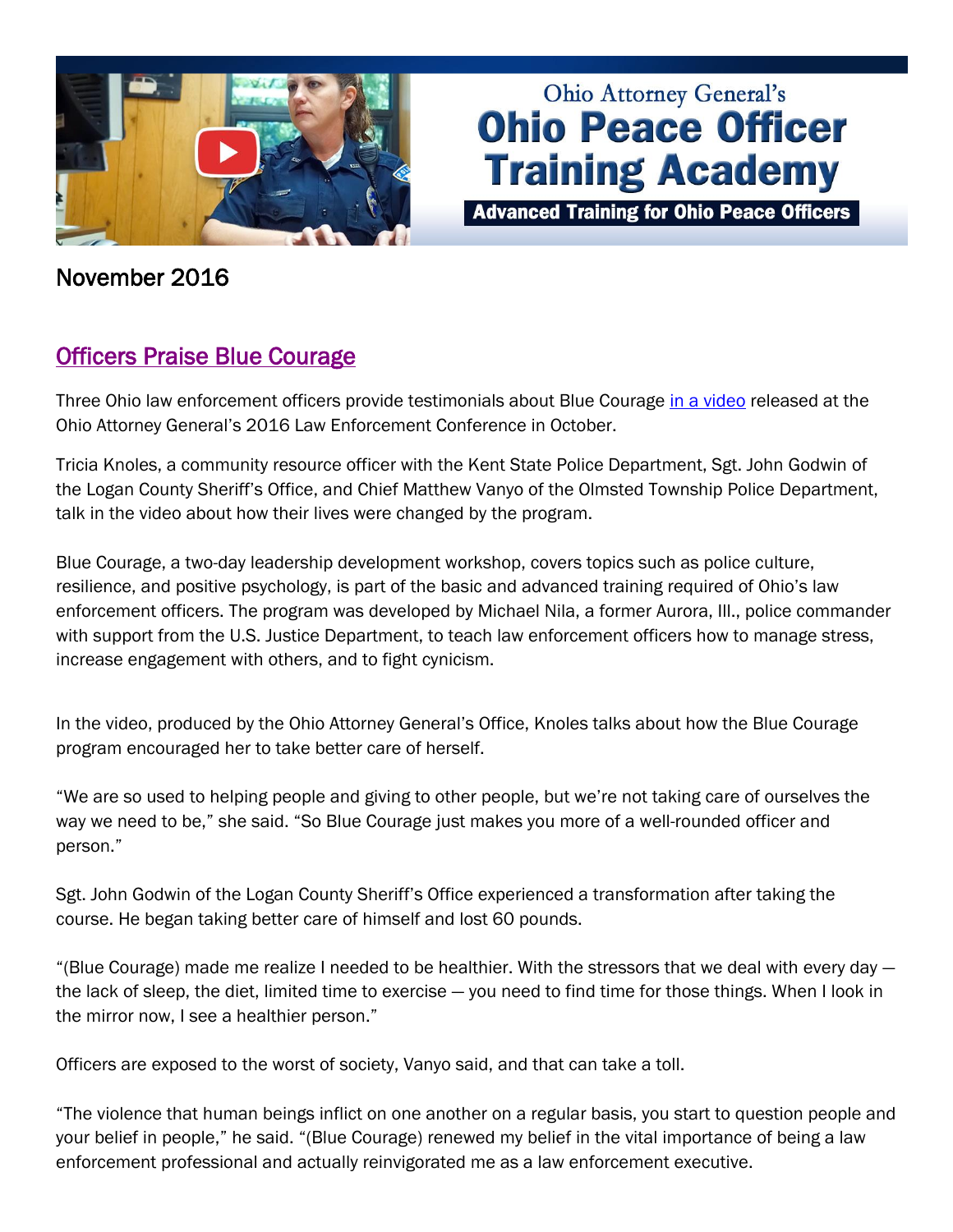Ohio Attorney General's

# Ohio Peace Officer Training Academy

**Advanced Training for Ohio Peace Officers**

November 2016

## Officers Praise Blue Courage

Three Ohio law enforcement officers provide testimonials about Blue Courage in a video released at the Ohio Attorney General's 2016 Law Enforcement Conference in October.

Tricia Knoles, a community resource officer with the Kent State Police Department, Sgt. John Godwin of the Logan County Sheriff's Office, and Chief Matthew Vanyo of the Olmsted Township Police Department, talk in the video about how their lives were changed by the program.

Blue Courage, a two-day leadership development workshop, covers topics such as police culture, resilience, and positive psychology, is part of the basic and advanced training required of Ohio's law enforcement officers. The program was developed by Michael Nila, a former Aurora, Ill., police commander with support from the U.S. Justice Department, to teach law enforcement officers how to manage stress, increase engagement with others, and to fight cynicism.

In the video, produced by the Ohio Attorney General's Office, Knoles talks about how the Blue Courage program encouraged her to take better care of herself.

"We are so used to helping people and giving to other people, but we're not taking care of ourselves the way we need to be," she said. "So Blue Courage just makes you more of a well-rounded officer and person."

Sgt. John Godwin of the Logan County Sheriff's Office experienced a transformation after taking the course. He began taking better care of himself and lost 60 pounds.

"(Blue Courage) made me realize I needed to be healthier. With the stressors that we deal with every day — the lack of sleep, the diet, limited time to exercise — you need to find time for those things. When I look in the mirror now, I see a healthier person."

Officers are exposed to the worst of society, Vanyo said, and that can take a toll.

"The violence that human beings inflict on one another on a regular basis, you start to question people and your belief in people," he said. "(Blue Courage) renewed my belief in the vital importance of being a law enforcement professional and actually reinvigorated me as a law enforcement executive.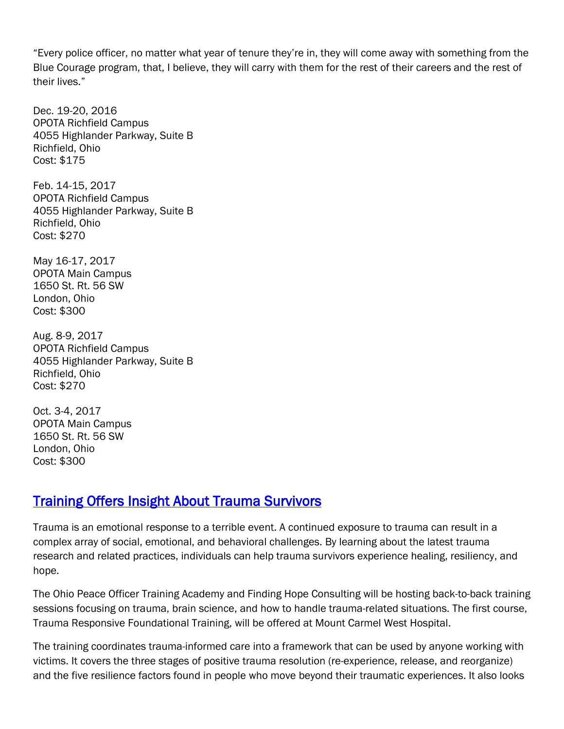"Every police officer, no matter what year of tenure they're in, they will come away with something from the Blue Courage program, that, I believe, they will carry with them for the rest of their careers and the rest of their lives."

Dec. 19-20, 2016
OPOTA Richfield Campus
4055 Highlander Parkway, Suite B
Richfield, Ohio
Cost: $175

Feb. 14-15, 2017
OPOTA Richfield Campus
4055 Highlander Parkway, Suite B
Richfield, Ohio
Cost: $270

May 16-17, 2017
OPOTA Main Campus
1650 St. Rt. 56 SW
London, Ohio
Cost: $300

Aug. 8-9, 2017
OPOTA Richfield Campus
4055 Highlander Parkway, Suite B
Richfield, Ohio
Cost: $270

Oct. 3-4, 2017
OPOTA Main Campus
1650 St. Rt. 56 SW
London, Ohio
Cost: $300

## Training Offers Insight About Trauma Survivors

Trauma is an emotional response to a terrible event. A continued exposure to trauma can result in a complex array of social, emotional, and behavioral challenges. By learning about the latest trauma research and related practices, individuals can help trauma survivors experience healing, resiliency, and hope.

The Ohio Peace Officer Training Academy and Finding Hope Consulting will be hosting back-to-back training sessions focusing on trauma, brain science, and how to handle trauma-related situations. The first course, Trauma Responsive Foundational Training, will be offered at Mount Carmel West Hospital.

The training coordinates trauma-informed care into a framework that can be used by anyone working with victims. It covers the three stages of positive trauma resolution (re-experience, release, and reorganize) and the five resilience factors found in people who move beyond their traumatic experiences. It also looks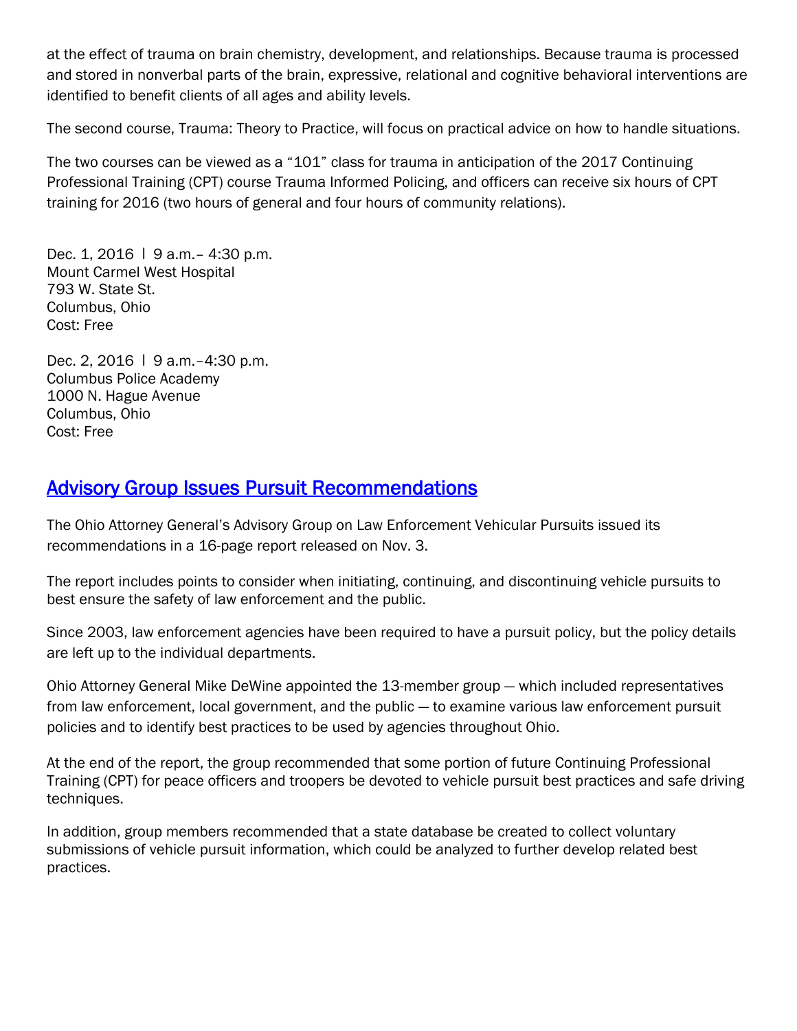at the effect of trauma on brain chemistry, development, and relationships. Because trauma is processed and stored in nonverbal parts of the brain, expressive, relational and cognitive behavioral interventions are identified to benefit clients of all ages and ability levels.

The second course, Trauma: Theory to Practice, will focus on practical advice on how to handle situations.

The two courses can be viewed as a "101" class for trauma in anticipation of the 2017 Continuing Professional Training (CPT) course Trauma Informed Policing, and officers can receive six hours of CPT training for 2016 (two hours of general and four hours of community relations).

Dec. 1, 2016 l 9 a.m.– 4:30 p.m.
Mount Carmel West Hospital
793 W. State St.
Columbus, Ohio
Cost: Free

Dec. 2, 2016 l 9 a.m.–4:30 p.m.
Columbus Police Academy
1000 N. Hague Avenue
Columbus, Ohio
Cost: Free

## Advisory Group Issues Pursuit Recommendations

The Ohio Attorney General's Advisory Group on Law Enforcement Vehicular Pursuits issued its recommendations in a 16-page report released on Nov. 3.

The report includes points to consider when initiating, continuing, and discontinuing vehicle pursuits to best ensure the safety of law enforcement and the public.

Since 2003, law enforcement agencies have been required to have a pursuit policy, but the policy details are left up to the individual departments.

Ohio Attorney General Mike DeWine appointed the 13-member group — which included representatives from law enforcement, local government, and the public — to examine various law enforcement pursuit policies and to identify best practices to be used by agencies throughout Ohio.

At the end of the report, the group recommended that some portion of future Continuing Professional Training (CPT) for peace officers and troopers be devoted to vehicle pursuit best practices and safe driving techniques.

In addition, group members recommended that a state database be created to collect voluntary submissions of vehicle pursuit information, which could be analyzed to further develop related best practices.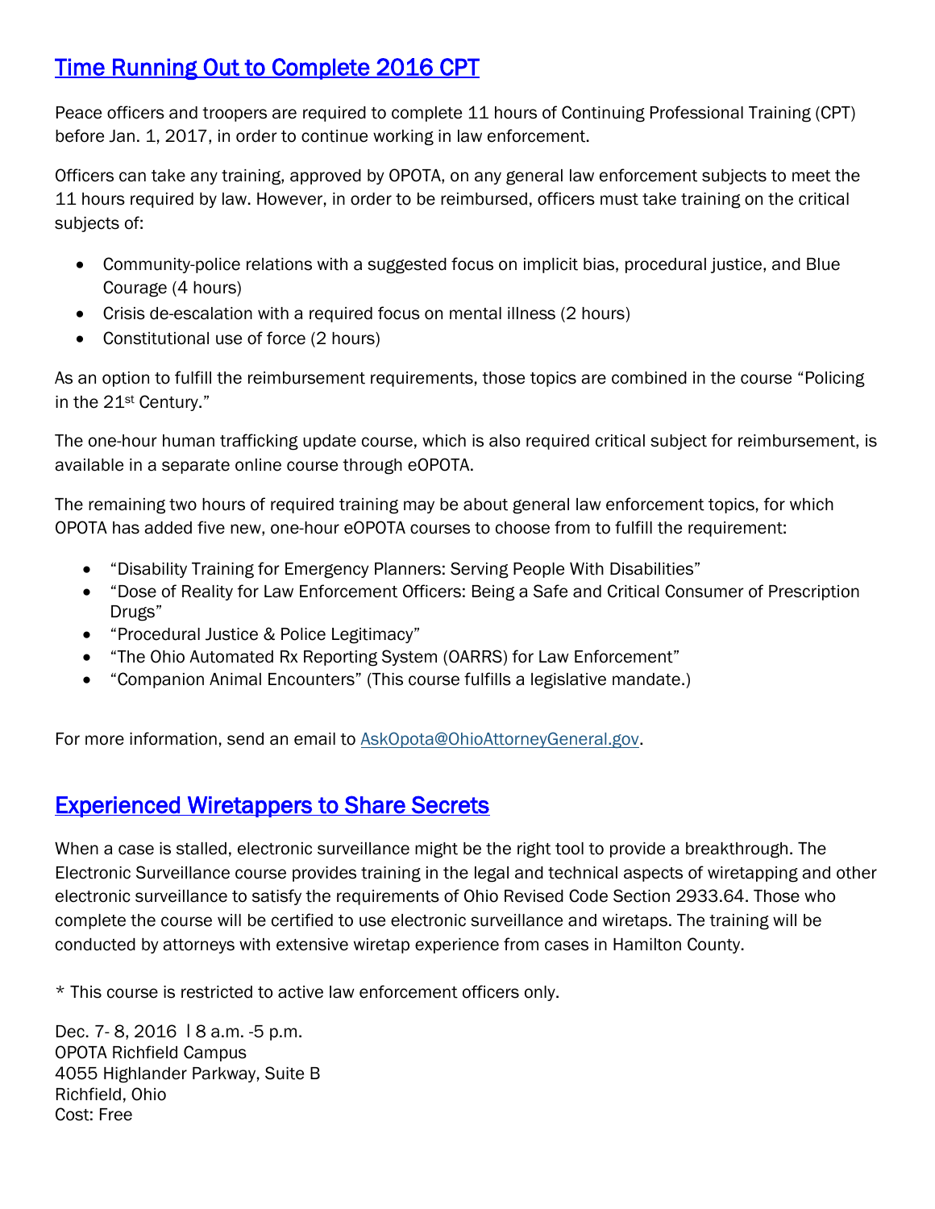## Time Running Out to Complete 2016 CPT

Peace officers and troopers are required to complete 11 hours of Continuing Professional Training (CPT) before Jan. 1, 2017, in order to continue working in law enforcement.

Officers can take any training, approved by OPOTA, on any general law enforcement subjects to meet the 11 hours required by law. However, in order to be reimbursed, officers must take training on the critical subjects of:

- Community-police relations with a suggested focus on implicit bias, procedural justice, and Blue Courage (4 hours)
- Crisis de-escalation with a required focus on mental illness (2 hours)
- Constitutional use of force (2 hours)

As an option to fulfill the reimbursement requirements, those topics are combined in the course "Policing in the 21st Century."

The one-hour human trafficking update course, which is also required critical subject for reimbursement, is available in a separate online course through eOPOTA.

The remaining two hours of required training may be about general law enforcement topics, for which OPOTA has added five new, one-hour eOPOTA courses to choose from to fulfill the requirement:

- "Disability Training for Emergency Planners: Serving People With Disabilities"
- "Dose of Reality for Law Enforcement Officers: Being a Safe and Critical Consumer of Prescription Drugs"
- "Procedural Justice & Police Legitimacy"
- "The Ohio Automated Rx Reporting System (OARRS) for Law Enforcement"
- "Companion Animal Encounters" (This course fulfills a legislative mandate.)

For more information, send an email to AskOpota@OhioAttorneyGeneral.gov.

## Experienced Wiretappers to Share Secrets

When a case is stalled, electronic surveillance might be the right tool to provide a breakthrough. The Electronic Surveillance course provides training in the legal and technical aspects of wiretapping and other electronic surveillance to satisfy the requirements of Ohio Revised Code Section 2933.64. Those who complete the course will be certified to use electronic surveillance and wiretaps. The training will be conducted by attorneys with extensive wiretap experience from cases in Hamilton County.

* This course is restricted to active law enforcement officers only.

Dec. 7- 8, 2016 | 8 a.m. -5 p.m.
OPOTA Richfield Campus
4055 Highlander Parkway, Suite B
Richfield, Ohio
Cost: Free